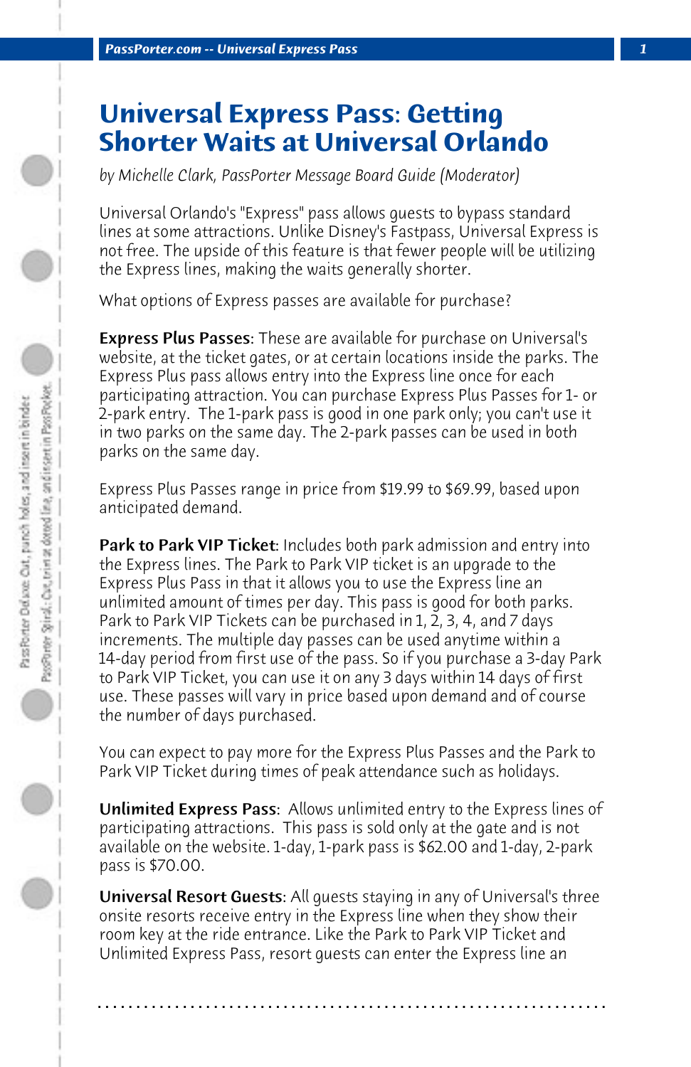# Universal Express Pass: Getting Shorter Waits at Universal Orlando

*by Michelle Clark, PassPorter Message Board Guide (Moderator)*

Universal Orlando's "Express" pass allows guests to bypass standard lines at some attractions. Unlike Disney's Fastpass, Universal Express is not free. The upside of this feature is that fewer people will be utilizing the Express lines, making the waits generally shorter.

What options of Express passes are available for purchase?

**Express Plus Passes**: These are available for purchase on Universal's website, at the ticket gates, or at certain locations inside the parks. The Express Plus pass allows entry into the Express line once for each participating attraction. You can purchase Express Plus Passes for 1- or 2-park entry. The 1-park pass is good in one park only; you can't use it in two parks on the same day. The 2-park passes can be used in both parks on the same day.

Express Plus Passes range in price from $19.99 to $69.99, based upon anticipated demand.

**Park to Park VIP Ticket**: Includes both park admission and entry into the Express lines. The Park to Park VIP ticket is an upgrade to the Express Plus Pass in that it allows you to use the Express line an unlimited amount of times per day. This pass is good for both parks. Park to Park VIP Tickets can be purchased in 1, 2, 3, 4, and 7 days increments. The multiple day passes can be used anytime within a 14-day period from first use of the pass. So if you purchase a 3-day Park to Park VIP Ticket, you can use it on any 3 days within 14 days of first use. These passes will vary in price based upon demand and of course the number of days purchased.

You can expect to pay more for the Express Plus Passes and the Park to Park VIP Ticket during times of peak attendance such as holidays.

**Unlimited Express Pass**: Allows unlimited entry to the Express lines of participating attractions. This pass is sold only at the gate and is not available on the website. 1-day, 1-park pass is $62.00 and 1-day, 2-park pass is $70.00.

**Universal Resort Guests**: All guests staying in any of Universal's three onsite resorts receive entry in the Express line when they show their room key at the ride entrance. Like the Park to Park VIP Ticket and Unlimited Express Pass, resort guests can enter the Express line an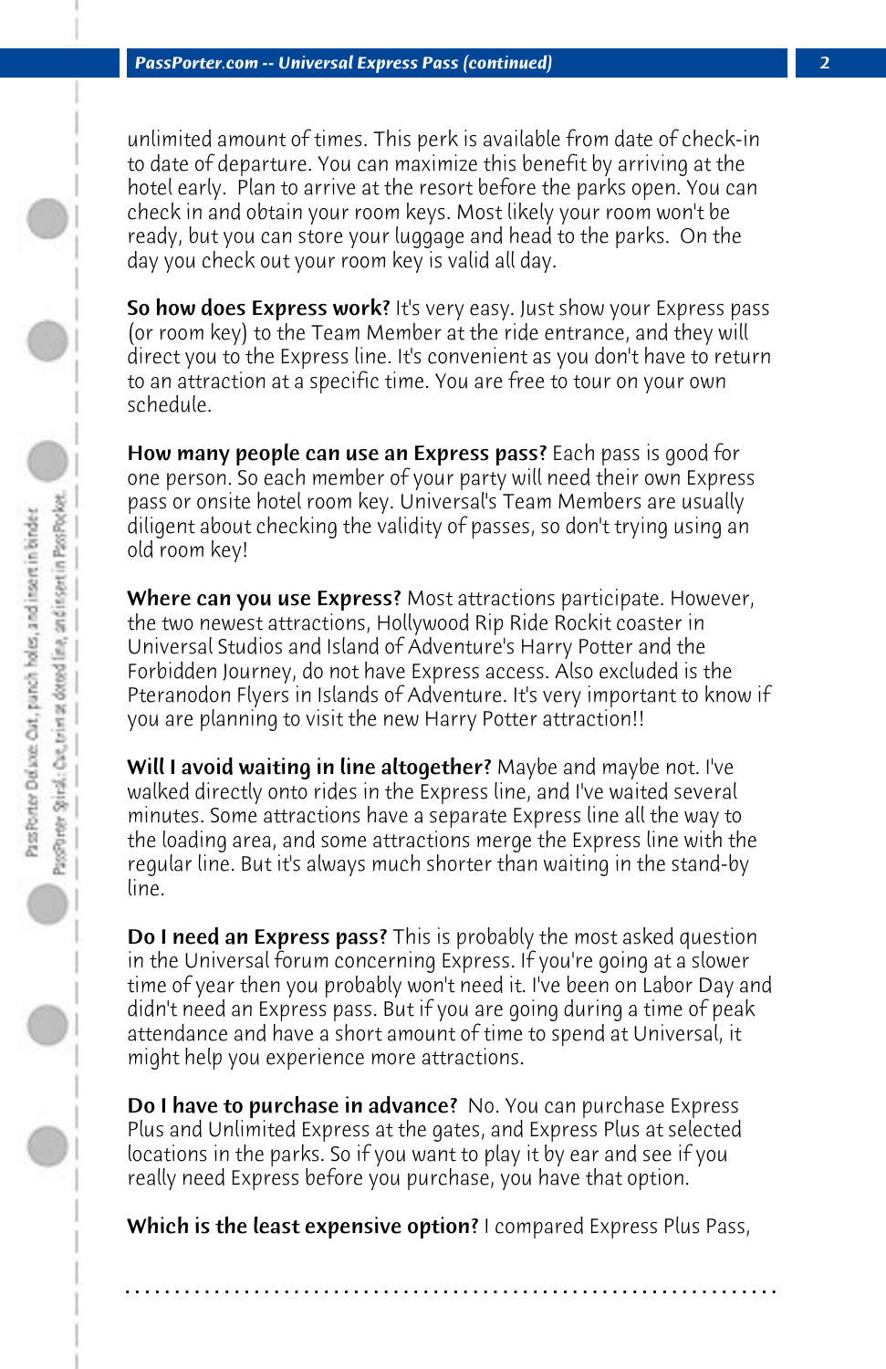unlimited amount of times. This perk is available from date of check-in to date of departure. You can maximize this benefit by arriving at the hotel early. Plan to arrive at the resort before the parks open. You can check in and obtain your room keys. Most likely your room won't be ready, but you can store your luggage and head to the parks. On the day you check out your room key is valid all day.

**So how does Express work?** It's very easy. Just show your Express pass (or room key) to the Team Member at the ride entrance, and they will direct you to the Express line. It's convenient as you don't have to return to an attraction at a specific time. You are free to tour on your own schedule.

**How many people can use an Express pass?** Each pass is good for one person. So each member of your party will need their own Express pass or onsite hotel room key. Universal's Team Members are usually diligent about checking the validity of passes, so don't trying using an old room key!

**Where can you use Express?** Most attractions participate. However, the two newest attractions, Hollywood Rip Ride Rockit coaster in Universal Studios and Island of Adventure's Harry Potter and the Forbidden Journey, do not have Express access. Also excluded is the Pteranodon Flyers in Islands of Adventure. It's very important to know if you are planning to visit the new Harry Potter attraction!!

**Will I avoid waiting in line altogether?** Maybe and maybe not. I've walked directly onto rides in the Express line, and I've waited several minutes. Some attractions have a separate Express line all the way to the loading area, and some attractions merge the Express line with the regular line. But it's always much shorter than waiting in the stand-by line.

**Do I need an Express pass?** This is probably the most asked question in the Universal forum concerning Express. If you're going at a slower time of year then you probably won't need it. I've been on Labor Day and didn't need an Express pass. But if you are going during a time of peak attendance and have a short amount of time to spend at Universal, it might help you experience more attractions.

**Do I have to purchase in advance?** No. You can purchase Express Plus and Unlimited Express at the gates, and Express Plus at selected locations in the parks. So if you want to play it by ear and see if you really need Express before you purchase, you have that option.

**Which is the least expensive option?** I compared Express Plus Pass,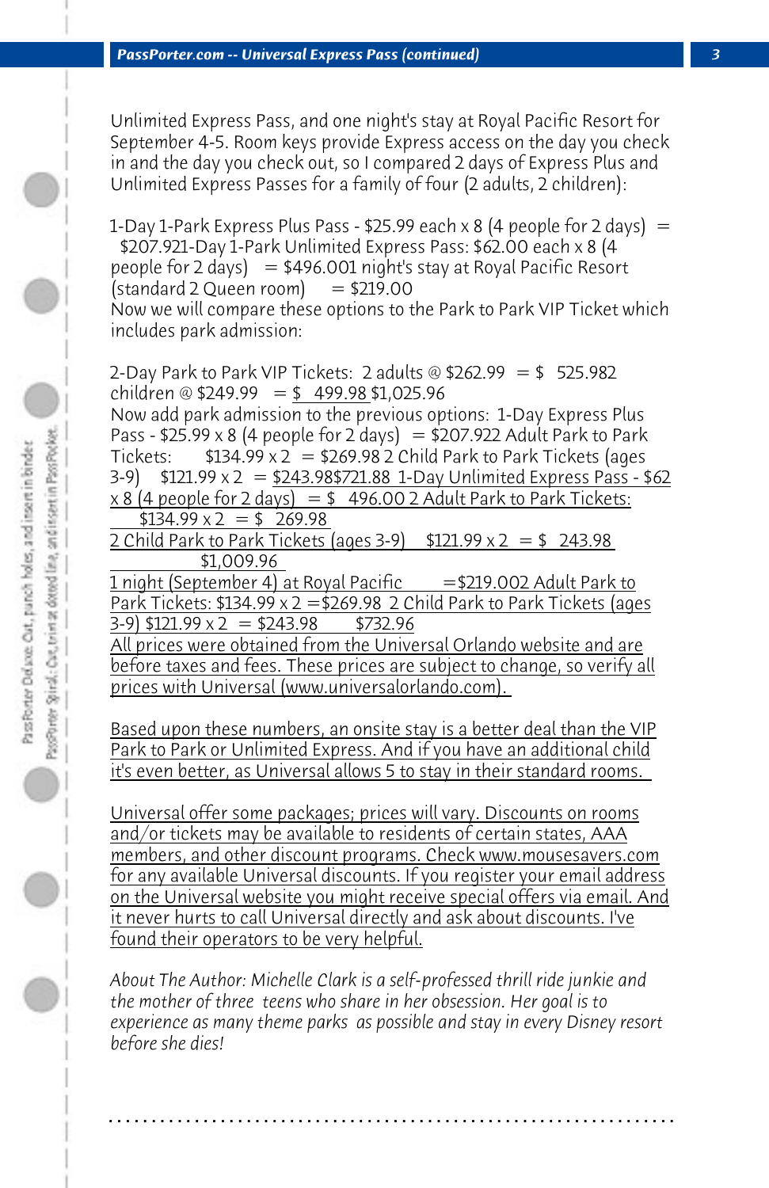Unlimited Express Pass, and one night's stay at Royal Pacific Resort for September 4-5. Room keys provide Express access on the day you check in and the day you check out, so I compared 2 days of Express Plus and Unlimited Express Passes for a family of four (2 adults, 2 children):

1-Day 1-Park Express Plus Pass - $25.99 each x 8 (4 people for 2 days) = $207.921-Day 1-Park Unlimited Express Pass: $62.00 each x 8 (4 people for 2 days) = $496.001 night's stay at Royal Pacific Resort (standard 2 Queen room) = $219.00

Now we will compare these options to the Park to Park VIP Ticket which includes park admission:

2-Day Park to Park VIP Tickets: 2 adults @ $262.99 = $ 525.982 children @ $249.99 = $ 499.98 $1,025.96

Now add park admission to the previous options: 1-Day Express Plus Pass - $25.99 x 8 (4 people for 2 days) = $207.922 Adult Park to Park Tickets: $134.99 x 2 = $269.98 2 Child Park to Park Tickets (ages 3-9) $121.99 x 2 = $243.98$721.88 1-Day Unlimited Express Pass - $62 x 8 (4 people for 2 days) = $ 496.00 2 Adult Park to Park Tickets: $134.99 x 2 = $ 269.98

2 Child Park to Park Tickets (ages 3-9) $121.99 x 2 = $ 243.98

$1,009.96

1 night (September 4) at Royal Pacific =$219.002 Adult Park to Park Tickets: $134.99 x 2 =$269.98 2 Child Park to Park Tickets (ages 3-9) $121.99 x 2 = $243.98 $732.96

All prices were obtained from the Universal Orlando website and are before taxes and fees. These prices are subject to change, so verify all prices with Universal (www.universalorlando.com).

Based upon these numbers, an onsite stay is a better deal than the VIP Park to Park or Unlimited Express. And if you have an additional child it's even better, as Universal allows 5 to stay in their standard rooms.

Universal offer some packages; prices will vary. Discounts on rooms and/or tickets may be available to residents of certain states, AAA members, and other discount programs. Check www.mousesavers.com for any available Universal discounts. If you register your email address on the Universal website you might receive special offers via email. And it never hurts to call Universal directly and ask about discounts. I've found their operators to be very helpful.

*About The Author: Michelle Clark is a self-professed thrill ride junkie and the mother of three teens who share in her obsession. Her goal is to experience as many theme parks as possible and stay in every Disney resort before she dies!*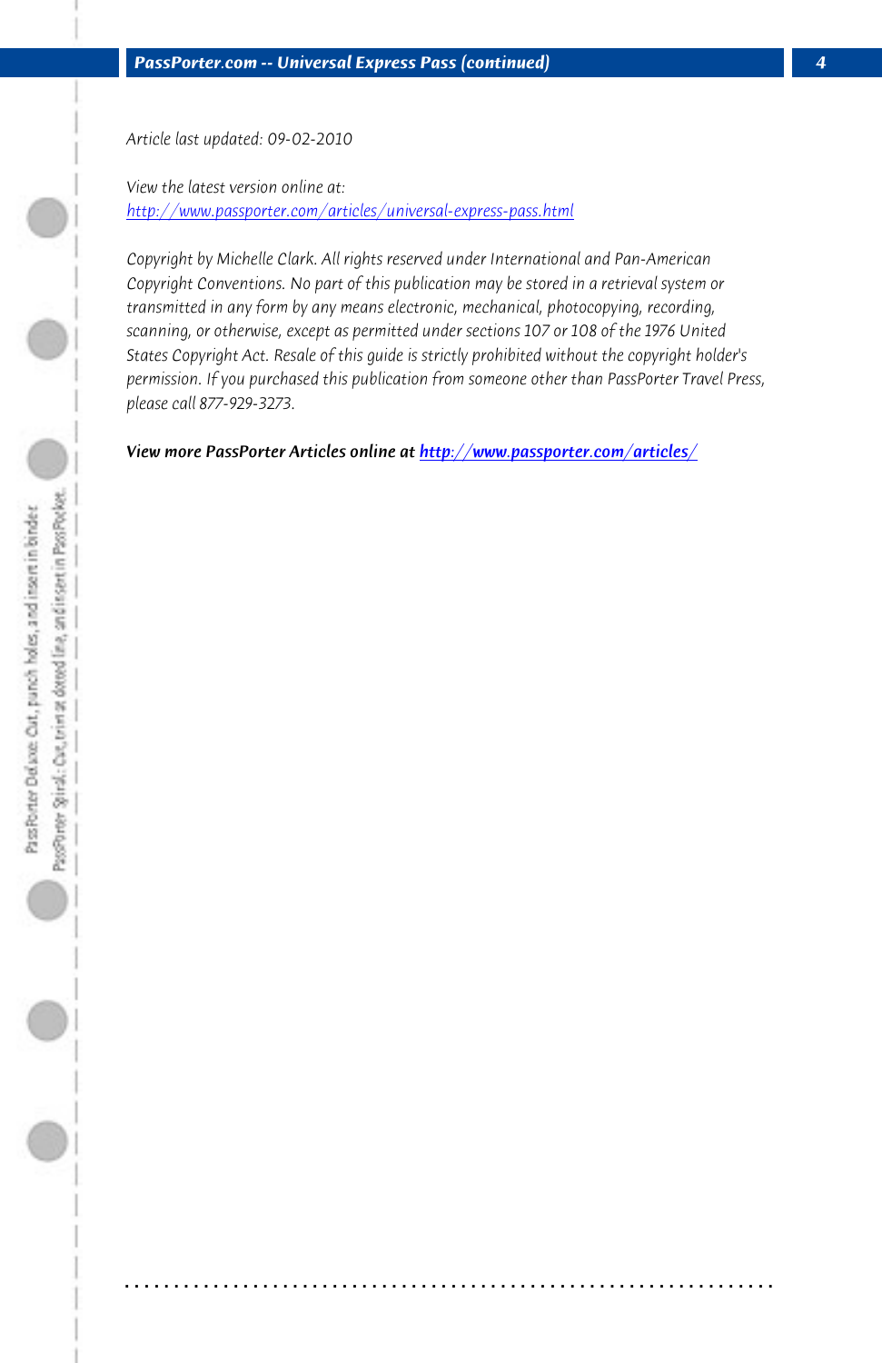*Article last updated: 09-02-2010*

*View the latest version online at:*
*[http://www.passporter.com/articles/universal-express-pass.html](http://www.passporter.com/articles/universal-express-pass.html)*

*Copyright by Michelle Clark. All rights reserved under International and Pan-American Copyright Conventions. No part of this publication may be stored in a retrieval system or transmitted in any form by any means electronic, mechanical, photocopying, recording, scanning, or otherwise, except as permitted under sections 107 or 108 of the 1976 United States Copyright Act. Resale of this guide is strictly prohibited without the copyright holder's permission. If you purchased this publication from someone other than PassPorter Travel Press, please call 877-929-3273.*

***View more PassPorter Articles online at [http://www.passporter.com/articles/](http://www.passporter.com/articles/)***